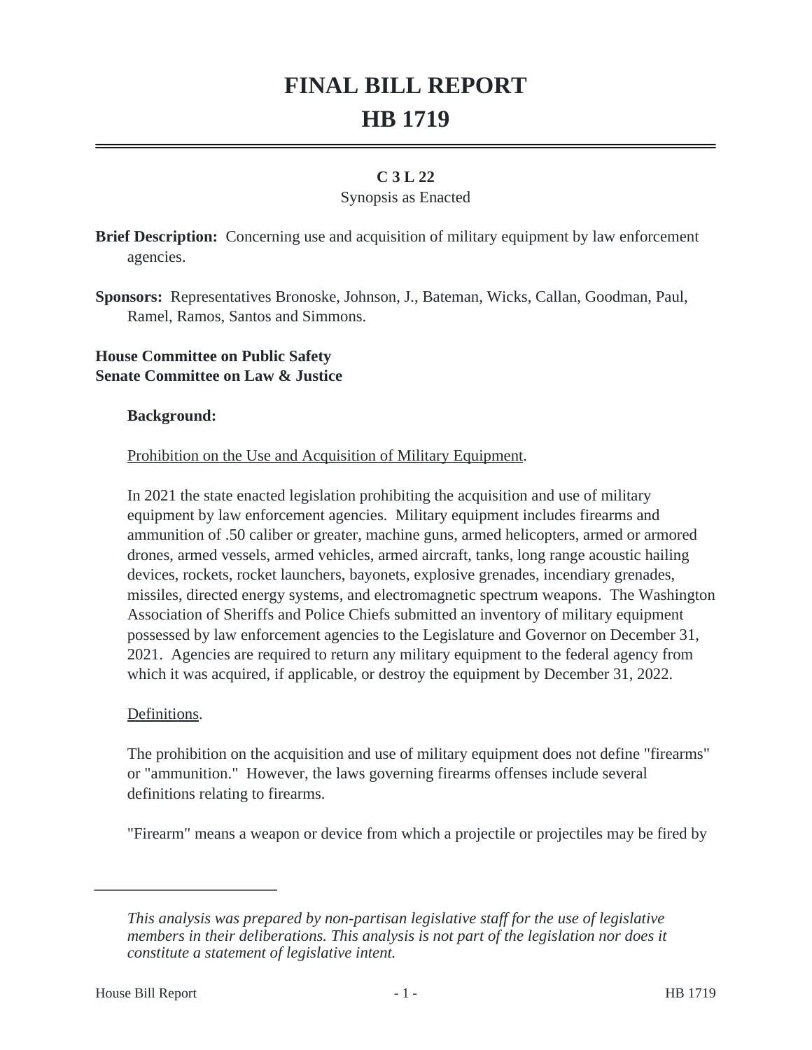# FINAL BILL REPORT

# HB 1719

**C 3 L 22**

Synopsis as Enacted

**Brief Description:** Concerning use and acquisition of military equipment by law enforcement agencies.

**Sponsors:** Representatives Bronoske, Johnson, J., Bateman, Wicks, Callan, Goodman, Paul, Ramel, Ramos, Santos and Simmons.

**House Committee on Public Safety**
**Senate Committee on Law & Justice**

**Background:**

Prohibition on the Use and Acquisition of Military Equipment.

In 2021 the state enacted legislation prohibiting the acquisition and use of military equipment by law enforcement agencies. Military equipment includes firearms and ammunition of .50 caliber or greater, machine guns, armed helicopters, armed or armored drones, armed vessels, armed vehicles, armed aircraft, tanks, long range acoustic hailing devices, rockets, rocket launchers, bayonets, explosive grenades, incendiary grenades, missiles, directed energy systems, and electromagnetic spectrum weapons. The Washington Association of Sheriffs and Police Chiefs submitted an inventory of military equipment possessed by law enforcement agencies to the Legislature and Governor on December 31, 2021. Agencies are required to return any military equipment to the federal agency from which it was acquired, if applicable, or destroy the equipment by December 31, 2022.

Definitions.

The prohibition on the acquisition and use of military equipment does not define "firearms" or "ammunition." However, the laws governing firearms offenses include several definitions relating to firearms.

"Firearm" means a weapon or device from which a projectile or projectiles may be fired by

---

*This analysis was prepared by non-partisan legislative staff for the use of legislative members in their deliberations. This analysis is not part of the legislation nor does it constitute a statement of legislative intent.*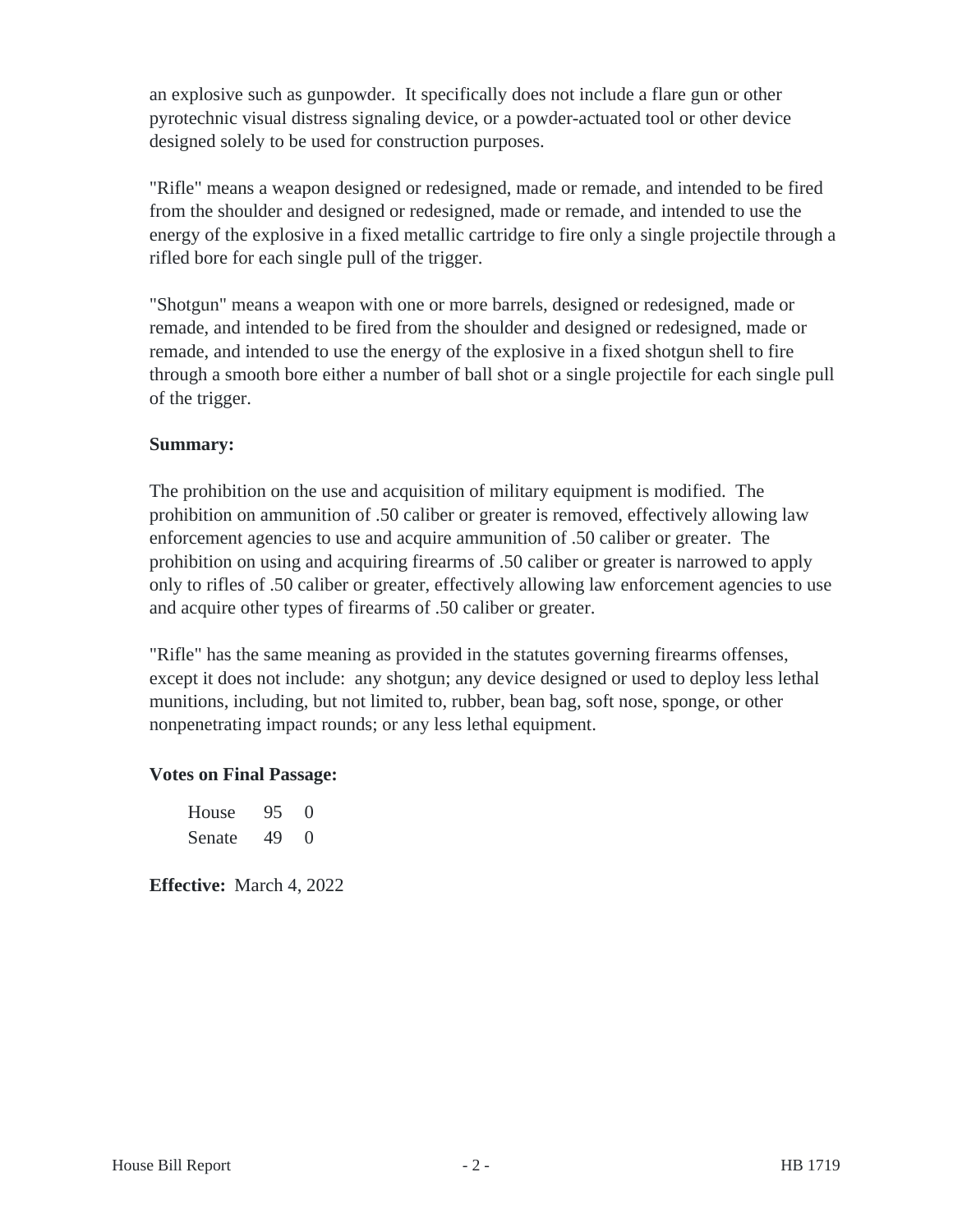an explosive such as gunpowder. It specifically does not include a flare gun or other pyrotechnic visual distress signaling device, or a powder-actuated tool or other device designed solely to be used for construction purposes.

"Rifle" means a weapon designed or redesigned, made or remade, and intended to be fired from the shoulder and designed or redesigned, made or remade, and intended to use the energy of the explosive in a fixed metallic cartridge to fire only a single projectile through a rifled bore for each single pull of the trigger.

"Shotgun" means a weapon with one or more barrels, designed or redesigned, made or remade, and intended to be fired from the shoulder and designed or redesigned, made or remade, and intended to use the energy of the explosive in a fixed shotgun shell to fire through a smooth bore either a number of ball shot or a single projectile for each single pull of the trigger.

**Summary:**

The prohibition on the use and acquisition of military equipment is modified. The prohibition on ammunition of .50 caliber or greater is removed, effectively allowing law enforcement agencies to use and acquire ammunition of .50 caliber or greater. The prohibition on using and acquiring firearms of .50 caliber or greater is narrowed to apply only to rifles of .50 caliber or greater, effectively allowing law enforcement agencies to use and acquire other types of firearms of .50 caliber or greater.

"Rifle" has the same meaning as provided in the statutes governing firearms offenses, except it does not include: any shotgun; any device designed or used to deploy less lethal munitions, including, but not limited to, rubber, bean bag, soft nose, sponge, or other nonpenetrating impact rounds; or any less lethal equipment.

**Votes on Final Passage:**

| | | |
|---|---|---|
| House | 95 | 0 |
| Senate | 49 | 0 |

**Effective:** March 4, 2022